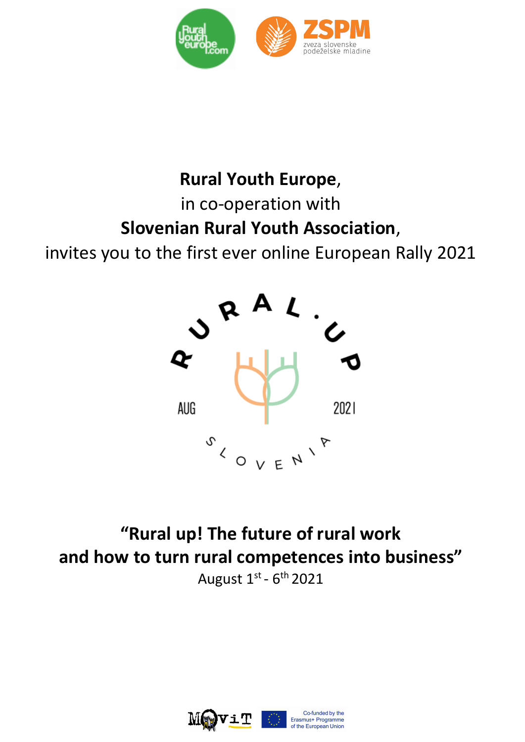**Rural Youth Europe**,

in co-operation with

**Slovenian Rural Youth Association**,

invites you to the first ever online European Rally 2021

RURAL.UP

AUG 2021

SLOVENIA

## "Rural up! The future of rural work and how to turn rural competences into business"

August 1st - 6th 2021

Co-funded by the Erasmus+ Programme of the European Union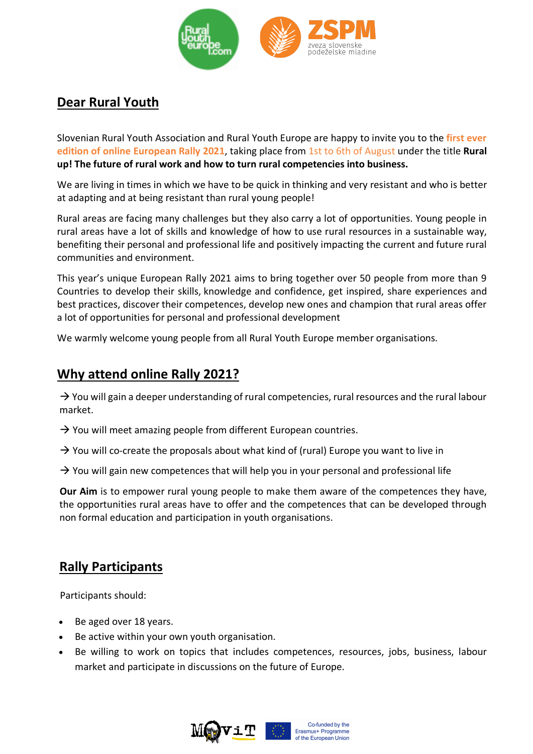## Dear Rural Youth

Slovenian Rural Youth Association and Rural Youth Europe are happy to invite you to the **first ever edition of online European Rally 2021**, taking place from 1st to 6th of August under the title **Rural up! The future of rural work and how to turn rural competencies into business.**

We are living in times in which we have to be quick in thinking and very resistant and who is better at adapting and at being resistant than rural young people!

Rural areas are facing many challenges but they also carry a lot of opportunities. Young people in rural areas have a lot of skills and knowledge of how to use rural resources in a sustainable way, benefiting their personal and professional life and positively impacting the current and future rural communities and environment.

This year's unique European Rally 2021 aims to bring together over 50 people from more than 9 Countries to develop their skills, knowledge and confidence, get inspired, share experiences and best practices, discover their competences, develop new ones and champion that rural areas offer a lot of opportunities for personal and professional development

We warmly welcome young people from all Rural Youth Europe member organisations.

## Why attend online Rally 2021?

→ You will gain a deeper understanding of rural competencies, rural resources and the rural labour market.

→ You will meet amazing people from different European countries.

→ You will co-create the proposals about what kind of (rural) Europe you want to live in

→ You will gain new competences that will help you in your personal and professional life

**Our Aim** is to empower rural young people to make them aware of the competences they have, the opportunities rural areas have to offer and the competences that can be developed through non formal education and participation in youth organisations.

## Rally Participants

Participants should:

- Be aged over 18 years.
- Be active within your own youth organisation.
- Be willing to work on topics that includes competences, resources, jobs, business, labour market and participate in discussions on the future of Europe.

Co-funded by the Erasmus+ Programme of the European Union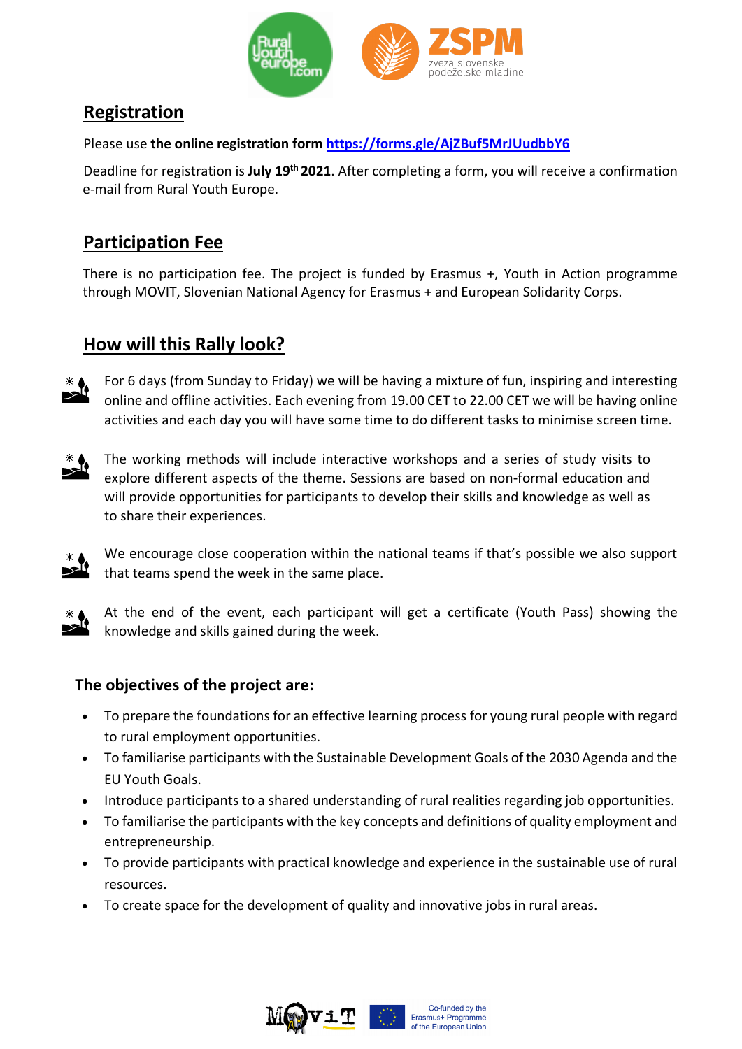## Registration

Please use **the online registration form** [https://forms.gle/AjZBuf5MrJUudbbY6](https://forms.gle/AjZBuf5MrJUudbbY6)

Deadline for registration is **July 19th 2021**. After completing a form, you will receive a confirmation e-mail from Rural Youth Europe.

## Participation Fee

There is no participation fee. The project is funded by Erasmus +, Youth in Action programme through MOVIT, Slovenian National Agency for Erasmus + and European Solidarity Corps.

## How will this Rally look?

- For 6 days (from Sunday to Friday) we will be having a mixture of fun, inspiring and interesting online and offline activities. Each evening from 19.00 CET to 22.00 CET we will be having online activities and each day you will have some time to do different tasks to minimise screen time.

- The working methods will include interactive workshops and a series of study visits to explore different aspects of the theme. Sessions are based on non-formal education and will provide opportunities for participants to develop their skills and knowledge as well as to share their experiences.

- We encourage close cooperation within the national teams if that's possible we also support that teams spend the week in the same place.

- At the end of the event, each participant will get a certificate (Youth Pass) showing the knowledge and skills gained during the week.

### The objectives of the project are:

- To prepare the foundations for an effective learning process for young rural people with regard to rural employment opportunities.
- To familiarise participants with the Sustainable Development Goals of the 2030 Agenda and the EU Youth Goals.
- Introduce participants to a shared understanding of rural realities regarding job opportunities.
- To familiarise the participants with the key concepts and definitions of quality employment and entrepreneurship.
- To provide participants with practical knowledge and experience in the sustainable use of rural resources.
- To create space for the development of quality and innovative jobs in rural areas.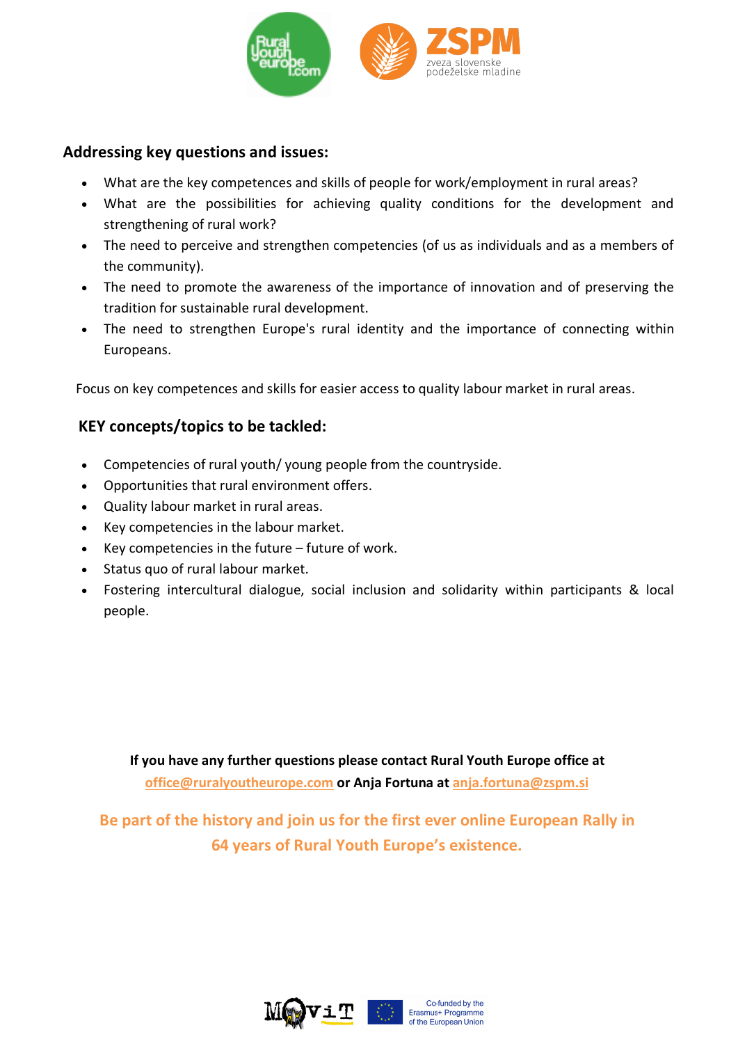## Addressing key questions and issues:

- What are the key competences and skills of people for work/employment in rural areas?
- What are the possibilities for achieving quality conditions for the development and strengthening of rural work?
- The need to perceive and strengthen competencies (of us as individuals and as a members of the community).
- The need to promote the awareness of the importance of innovation and of preserving the tradition for sustainable rural development.
- The need to strengthen Europe's rural identity and the importance of connecting within Europeans.

Focus on key competences and skills for easier access to quality labour market in rural areas.

## KEY concepts/topics to be tackled:

- Competencies of rural youth/ young people from the countryside.
- Opportunities that rural environment offers.
- Quality labour market in rural areas.
- Key competencies in the labour market.
- Key competencies in the future – future of work.
- Status quo of rural labour market.
- Fostering intercultural dialogue, social inclusion and solidarity within participants & local people.

**If you have any further questions please contact Rural Youth Europe office at office@ruralyoutheurope.com or Anja Fortuna at anja.fortuna@zspm.si**

**Be part of the history and join us for the first ever online European Rally in 64 years of Rural Youth Europe's existence.**

Co-funded by the Erasmus+ Programme of the European Union